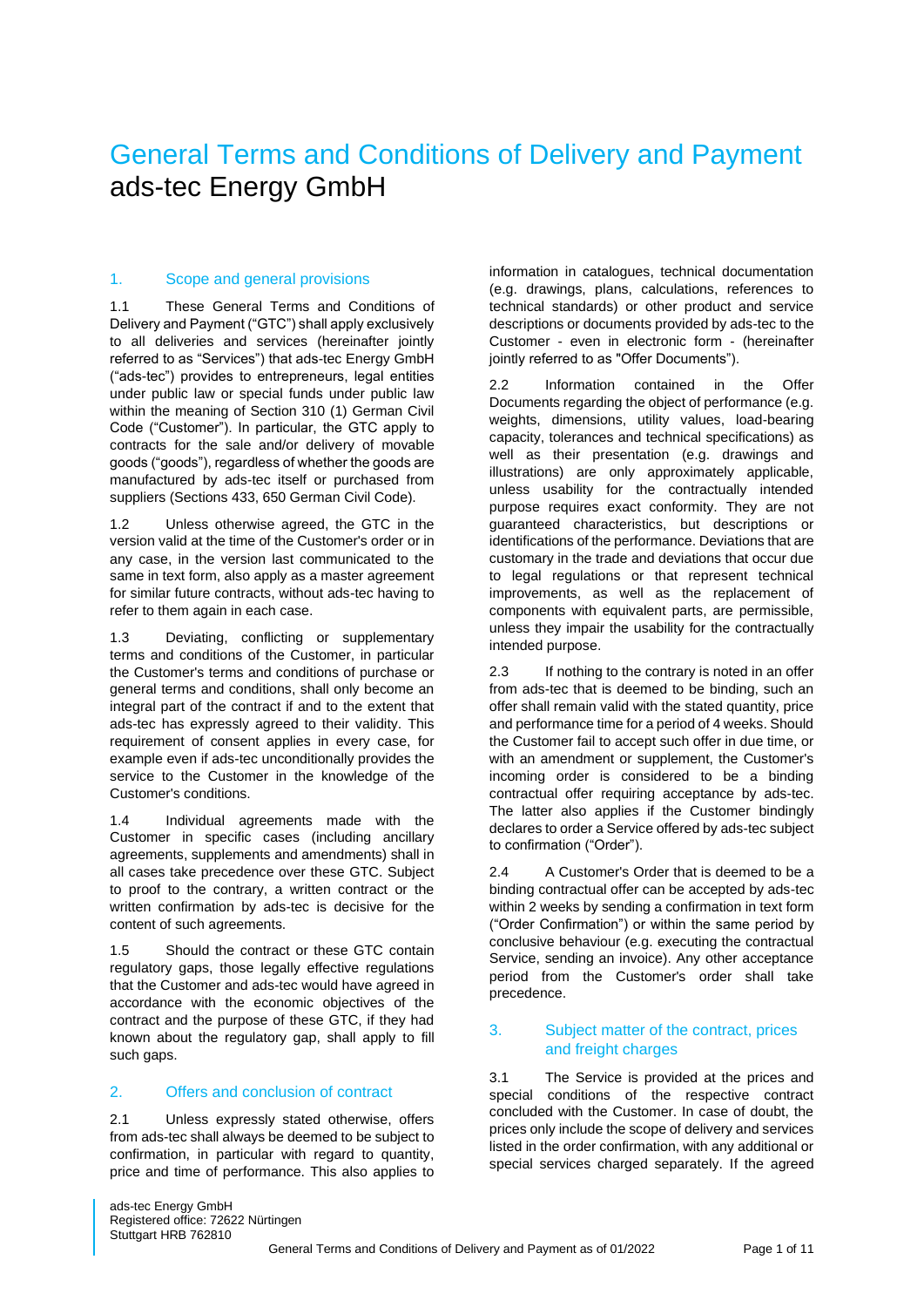# General Terms and Conditions of Delivery and Payment ads-tec Energy GmbH

## 1. Scope and general provisions

1.1 These General Terms and Conditions of Delivery and Payment ("GTC") shall apply exclusively to all deliveries and services (hereinafter jointly referred to as "Services") that ads-tec Energy GmbH ("ads-tec") provides to entrepreneurs, legal entities under public law or special funds under public law within the meaning of Section 310 (1) German Civil Code ("Customer"). In particular, the GTC apply to contracts for the sale and/or delivery of movable goods ("goods"), regardless of whether the goods are manufactured by ads-tec itself or purchased from suppliers (Sections 433, 650 German Civil Code).

1.2 Unless otherwise agreed, the GTC in the version valid at the time of the Customer's order or in any case, in the version last communicated to the same in text form, also apply as a master agreement for similar future contracts, without ads-tec having to refer to them again in each case.

1.3 Deviating, conflicting or supplementary terms and conditions of the Customer, in particular the Customer's terms and conditions of purchase or general terms and conditions, shall only become an integral part of the contract if and to the extent that ads-tec has expressly agreed to their validity. This requirement of consent applies in every case, for example even if ads-tec unconditionally provides the service to the Customer in the knowledge of the Customer's conditions.

1.4 Individual agreements made with the Customer in specific cases (including ancillary agreements, supplements and amendments) shall in all cases take precedence over these GTC. Subject to proof to the contrary, a written contract or the written confirmation by ads-tec is decisive for the content of such agreements.

1.5 Should the contract or these GTC contain regulatory gaps, those legally effective regulations that the Customer and ads-tec would have agreed in accordance with the economic objectives of the contract and the purpose of these GTC, if they had known about the regulatory gap, shall apply to fill such gaps.

## 2. Offers and conclusion of contract

2.1 Unless expressly stated otherwise, offers from ads-tec shall always be deemed to be subject to confirmation, in particular with regard to quantity, price and time of performance. This also applies to information in catalogues, technical documentation (e.g. drawings, plans, calculations, references to technical standards) or other product and service descriptions or documents provided by ads-tec to the Customer - even in electronic form - (hereinafter jointly referred to as "Offer Documents").

2.2 Information contained in the Offer Documents regarding the object of performance (e.g. weights, dimensions, utility values, load-bearing capacity, tolerances and technical specifications) as well as their presentation (e.g. drawings and illustrations) are only approximately applicable, unless usability for the contractually intended purpose requires exact conformity. They are not guaranteed characteristics, but descriptions or identifications of the performance. Deviations that are customary in the trade and deviations that occur due to legal regulations or that represent technical improvements, as well as the replacement of components with equivalent parts, are permissible, unless they impair the usability for the contractually intended purpose.

2.3 If nothing to the contrary is noted in an offer from ads-tec that is deemed to be binding, such an offer shall remain valid with the stated quantity, price and performance time for a period of 4 weeks. Should the Customer fail to accept such offer in due time, or with an amendment or supplement, the Customer's incoming order is considered to be a binding contractual offer requiring acceptance by ads-tec. The latter also applies if the Customer bindingly declares to order a Service offered by ads-tec subject to confirmation ("Order").

2.4 A Customer's Order that is deemed to be a binding contractual offer can be accepted by ads-tec within 2 weeks by sending a confirmation in text form ("Order Confirmation") or within the same period by conclusive behaviour (e.g. executing the contractual Service, sending an invoice). Any other acceptance period from the Customer's order shall take precedence.

## 3. Subject matter of the contract, prices and freight charges

3.1 The Service is provided at the prices and special conditions of the respective contract concluded with the Customer. In case of doubt, the prices only include the scope of delivery and services listed in the order confirmation, with any additional or special services charged separately. If the agreed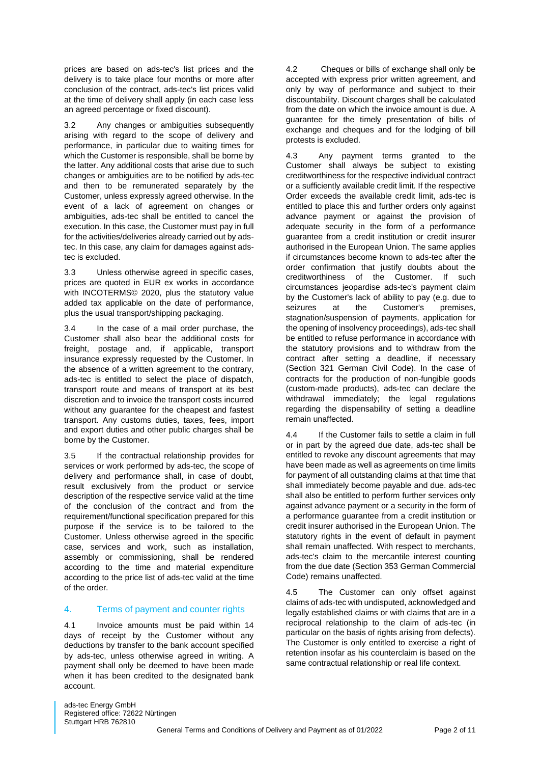prices are based on ads-tec's list prices and the delivery is to take place four months or more after conclusion of the contract, ads-tec's list prices valid at the time of delivery shall apply (in each case less an agreed percentage or fixed discount).

3.2 Any changes or ambiguities subsequently arising with regard to the scope of delivery and performance, in particular due to waiting times for which the Customer is responsible, shall be borne by the latter. Any additional costs that arise due to such changes or ambiguities are to be notified by ads-tec and then to be remunerated separately by the Customer, unless expressly agreed otherwise. In the event of a lack of agreement on changes or ambiguities, ads-tec shall be entitled to cancel the execution. In this case, the Customer must pay in full for the activities/deliveries already carried out by ads-tec. In this case, any claim for damages against ads-tec is excluded.

3.3 Unless otherwise agreed in specific cases, prices are quoted in EUR ex works in accordance with INCOTERMS© 2020, plus the statutory value added tax applicable on the date of performance, plus the usual transport/shipping packaging.

3.4 In the case of a mail order purchase, the Customer shall also bear the additional costs for freight, postage and, if applicable, transport insurance expressly requested by the Customer. In the absence of a written agreement to the contrary, ads-tec is entitled to select the place of dispatch, transport route and means of transport at its best discretion and to invoice the transport costs incurred without any guarantee for the cheapest and fastest transport. Any customs duties, taxes, fees, import and export duties and other public charges shall be borne by the Customer.

3.5 If the contractual relationship provides for services or work performed by ads-tec, the scope of delivery and performance shall, in case of doubt, result exclusively from the product or service description of the respective service valid at the time of the conclusion of the contract and from the requirement/functional specification prepared for this purpose if the service is to be tailored to the Customer. Unless otherwise agreed in the specific case, services and work, such as installation, assembly or commissioning, shall be rendered according to the time and material expenditure according to the price list of ads-tec valid at the time of the order.

## 4. Terms of payment and counter rights

4.1 Invoice amounts must be paid within 14 days of receipt by the Customer without any deductions by transfer to the bank account specified by ads-tec, unless otherwise agreed in writing. A payment shall only be deemed to have been made when it has been credited to the designated bank account.

4.2 Cheques or bills of exchange shall only be accepted with express prior written agreement, and only by way of performance and subject to their discountability. Discount charges shall be calculated from the date on which the invoice amount is due. A guarantee for the timely presentation of bills of exchange and cheques and for the lodging of bill protests is excluded.

4.3 Any payment terms granted to the Customer shall always be subject to existing creditworthiness for the respective individual contract or a sufficiently available credit limit. If the respective Order exceeds the available credit limit, ads-tec is entitled to place this and further orders only against advance payment or against the provision of adequate security in the form of a performance guarantee from a credit institution or credit insurer authorised in the European Union. The same applies if circumstances become known to ads-tec after the order confirmation that justify doubts about the creditworthiness of the Customer. If such circumstances jeopardise ads-tec's payment claim by the Customer's lack of ability to pay (e.g. due to seizures at the Customer's premises, stagnation/suspension of payments, application for the opening of insolvency proceedings), ads-tec shall be entitled to refuse performance in accordance with the statutory provisions and to withdraw from the contract after setting a deadline, if necessary (Section 321 German Civil Code). In the case of contracts for the production of non-fungible goods (custom-made products), ads-tec can declare the withdrawal immediately; the legal regulations regarding the dispensability of setting a deadline remain unaffected.

4.4 If the Customer fails to settle a claim in full or in part by the agreed due date, ads-tec shall be entitled to revoke any discount agreements that may have been made as well as agreements on time limits for payment of all outstanding claims at that time that shall immediately become payable and due. ads-tec shall also be entitled to perform further services only against advance payment or a security in the form of a performance guarantee from a credit institution or credit insurer authorised in the European Union. The statutory rights in the event of default in payment shall remain unaffected. With respect to merchants, ads-tec's claim to the mercantile interest counting from the due date (Section 353 German Commercial Code) remains unaffected.

4.5 The Customer can only offset against claims of ads-tec with undisputed, acknowledged and legally established claims or with claims that are in a reciprocal relationship to the claim of ads-tec (in particular on the basis of rights arising from defects). The Customer is only entitled to exercise a right of retention insofar as his counterclaim is based on the same contractual relationship or real life context.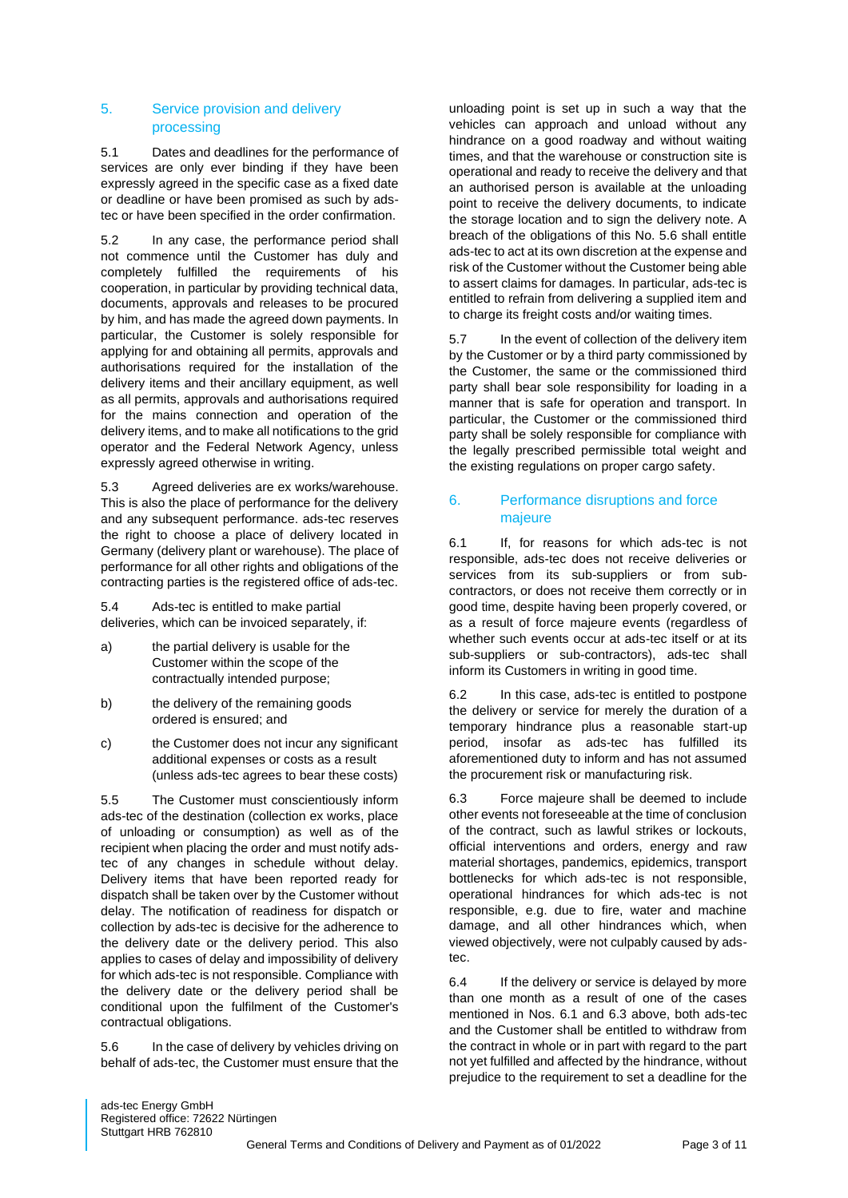## 5. Service provision and delivery processing

5.1 Dates and deadlines for the performance of services are only ever binding if they have been expressly agreed in the specific case as a fixed date or deadline or have been promised as such by ads-tec or have been specified in the order confirmation.

5.2 In any case, the performance period shall not commence until the Customer has duly and completely fulfilled the requirements of his cooperation, in particular by providing technical data, documents, approvals and releases to be procured by him, and has made the agreed down payments. In particular, the Customer is solely responsible for applying for and obtaining all permits, approvals and authorisations required for the installation of the delivery items and their ancillary equipment, as well as all permits, approvals and authorisations required for the mains connection and operation of the delivery items, and to make all notifications to the grid operator and the Federal Network Agency, unless expressly agreed otherwise in writing.

5.3 Agreed deliveries are ex works/warehouse. This is also the place of performance for the delivery and any subsequent performance. ads-tec reserves the right to choose a place of delivery located in Germany (delivery plant or warehouse). The place of performance for all other rights and obligations of the contracting parties is the registered office of ads-tec.

5.4 Ads-tec is entitled to make partial deliveries, which can be invoiced separately, if:

a) the partial delivery is usable for the Customer within the scope of the contractually intended purpose;

b) the delivery of the remaining goods ordered is ensured; and

c) the Customer does not incur any significant additional expenses or costs as a result (unless ads-tec agrees to bear these costs)

5.5 The Customer must conscientiously inform ads-tec of the destination (collection ex works, place of unloading or consumption) as well as of the recipient when placing the order and must notify ads-tec of any changes in schedule without delay. Delivery items that have been reported ready for dispatch shall be taken over by the Customer without delay. The notification of readiness for dispatch or collection by ads-tec is decisive for the adherence to the delivery date or the delivery period. This also applies to cases of delay and impossibility of delivery for which ads-tec is not responsible. Compliance with the delivery date or the delivery period shall be conditional upon the fulfilment of the Customer's contractual obligations.

5.6 In the case of delivery by vehicles driving on behalf of ads-tec, the Customer must ensure that the unloading point is set up in such a way that the vehicles can approach and unload without any hindrance on a good roadway and without waiting times, and that the warehouse or construction site is operational and ready to receive the delivery and that an authorised person is available at the unloading point to receive the delivery documents, to indicate the storage location and to sign the delivery note. A breach of the obligations of this No. 5.6 shall entitle ads-tec to act at its own discretion at the expense and risk of the Customer without the Customer being able to assert claims for damages. In particular, ads-tec is entitled to refrain from delivering a supplied item and to charge its freight costs and/or waiting times.

5.7 In the event of collection of the delivery item by the Customer or by a third party commissioned by the Customer, the same or the commissioned third party shall bear sole responsibility for loading in a manner that is safe for operation and transport. In particular, the Customer or the commissioned third party shall be solely responsible for compliance with the legally prescribed permissible total weight and the existing regulations on proper cargo safety.

## 6. Performance disruptions and force majeure

6.1 If, for reasons for which ads-tec is not responsible, ads-tec does not receive deliveries or services from its sub-suppliers or from sub-contractors, or does not receive them correctly or in good time, despite having been properly covered, or as a result of force majeure events (regardless of whether such events occur at ads-tec itself or at its sub-suppliers or sub-contractors), ads-tec shall inform its Customers in writing in good time.

6.2 In this case, ads-tec is entitled to postpone the delivery or service for merely the duration of a temporary hindrance plus a reasonable start-up period, insofar as ads-tec has fulfilled its aforementioned duty to inform and has not assumed the procurement risk or manufacturing risk.

6.3 Force majeure shall be deemed to include other events not foreseeable at the time of conclusion of the contract, such as lawful strikes or lockouts, official interventions and orders, energy and raw material shortages, pandemics, epidemics, transport bottlenecks for which ads-tec is not responsible, operational hindrances for which ads-tec is not responsible, e.g. due to fire, water and machine damage, and all other hindrances which, when viewed objectively, were not culpably caused by ads-tec.

6.4 If the delivery or service is delayed by more than one month as a result of one of the cases mentioned in Nos. 6.1 and 6.3 above, both ads-tec and the Customer shall be entitled to withdraw from the contract in whole or in part with regard to the part not yet fulfilled and affected by the hindrance, without prejudice to the requirement to set a deadline for the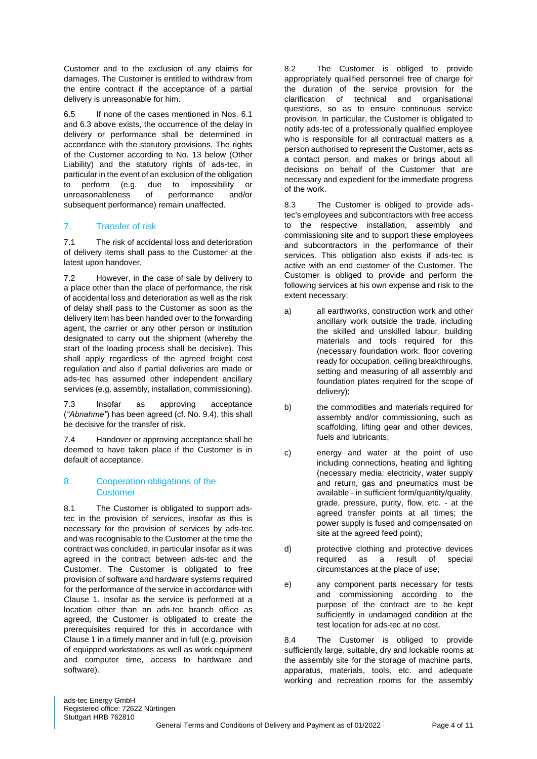Customer and to the exclusion of any claims for damages. The Customer is entitled to withdraw from the entire contract if the acceptance of a partial delivery is unreasonable for him.

6.5 If none of the cases mentioned in Nos. 6.1 and 6.3 above exists, the occurrence of the delay in delivery or performance shall be determined in accordance with the statutory provisions. The rights of the Customer according to No. 13 below (Other Liability) and the statutory rights of ads-tec, in particular in the event of an exclusion of the obligation to perform (e.g. due to impossibility or unreasonableness of performance and/or subsequent performance) remain unaffected.

## 7. Transfer of risk

7.1 The risk of accidental loss and deterioration of delivery items shall pass to the Customer at the latest upon handover.

7.2 However, in the case of sale by delivery to a place other than the place of performance, the risk of accidental loss and deterioration as well as the risk of delay shall pass to the Customer as soon as the delivery item has been handed over to the forwarding agent, the carrier or any other person or institution designated to carry out the shipment (whereby the start of the loading process shall be decisive). This shall apply regardless of the agreed freight cost regulation and also if partial deliveries are made or ads-tec has assumed other independent ancillary services (e.g. assembly, installation, commissioning).

7.3 Insofar as approving acceptance (*"Abnahme"*) has been agreed (cf. No. 9.4), this shall be decisive for the transfer of risk.

7.4 Handover or approving acceptance shall be deemed to have taken place if the Customer is in default of acceptance.

## 8. Cooperation obligations of the Customer

8.1 The Customer is obligated to support ads-tec in the provision of services, insofar as this is necessary for the provision of services by ads-tec and was recognisable to the Customer at the time the contract was concluded, in particular insofar as it was agreed in the contract between ads-tec and the Customer. The Customer is obligated to free provision of software and hardware systems required for the performance of the service in accordance with Clause 1. Insofar as the service is performed at a location other than an ads-tec branch office as agreed, the Customer is obligated to create the prerequisites required for this in accordance with Clause 1 in a timely manner and in full (e.g. provision of equipped workstations as well as work equipment and computer time, access to hardware and software).

8.2 The Customer is obliged to provide appropriately qualified personnel free of charge for the duration of the service provision for the clarification of technical and organisational questions, so as to ensure continuous service provision. In particular, the Customer is obligated to notify ads-tec of a professionally qualified employee who is responsible for all contractual matters as a person authorised to represent the Customer, acts as a contact person, and makes or brings about all decisions on behalf of the Customer that are necessary and expedient for the immediate progress of the work.

8.3 The Customer is obliged to provide ads-tec's employees and subcontractors with free access to the respective installation, assembly and commissioning site and to support these employees and subcontractors in the performance of their services. This obligation also exists if ads-tec is active with an end customer of the Customer. The Customer is obliged to provide and perform the following services at his own expense and risk to the extent necessary:

a) all earthworks, construction work and other ancillary work outside the trade, including the skilled and unskilled labour, building materials and tools required for this (necessary foundation work: floor covering ready for occupation, ceiling breakthroughs, setting and measuring of all assembly and foundation plates required for the scope of delivery);

b) the commodities and materials required for assembly and/or commissioning, such as scaffolding, lifting gear and other devices, fuels and lubricants;

c) energy and water at the point of use including connections, heating and lighting (necessary media: electricity, water supply and return, gas and pneumatics must be available - in sufficient form/quantity/quality, grade, pressure, purity, flow, etc. - at the agreed transfer points at all times; the power supply is fused and compensated on site at the agreed feed point);

d) protective clothing and protective devices required as a result of special circumstances at the place of use;

e) any component parts necessary for tests and commissioning according to the purpose of the contract are to be kept sufficiently in undamaged condition at the test location for ads-tec at no cost.

8.4 The Customer is obliged to provide sufficiently large, suitable, dry and lockable rooms at the assembly site for the storage of machine parts, apparatus, materials, tools, etc. and adequate working and recreation rooms for the assembly

ads-tec Energy GmbH
Registered office: 72622 Nürtingen
Stuttgart HRB 762810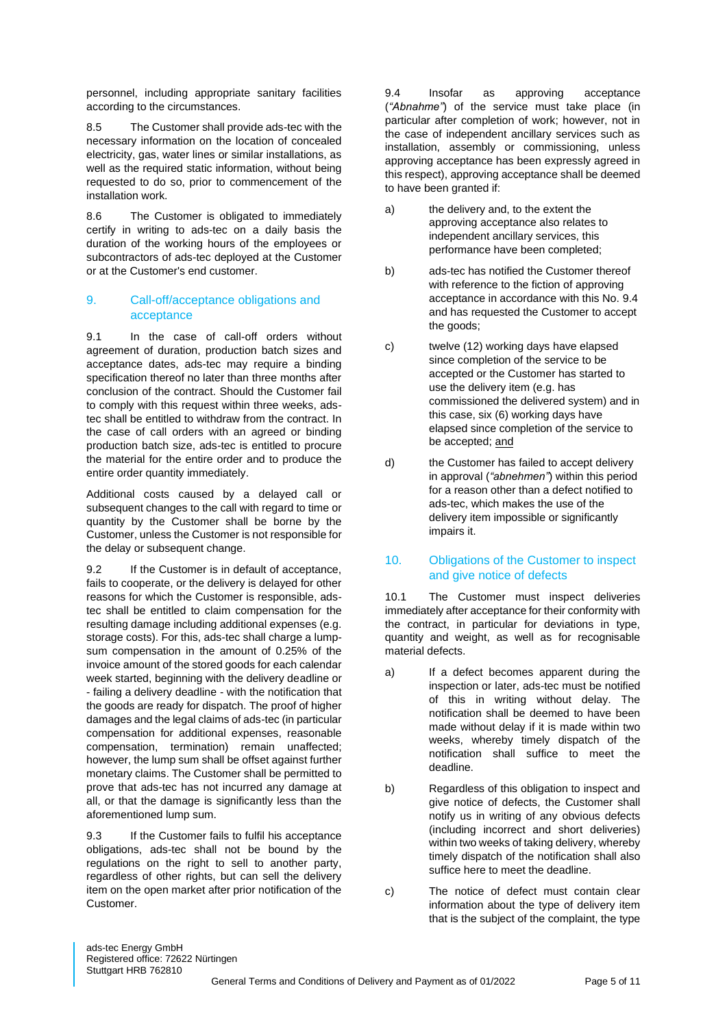personnel, including appropriate sanitary facilities according to the circumstances.

8.5 The Customer shall provide ads-tec with the necessary information on the location of concealed electricity, gas, water lines or similar installations, as well as the required static information, without being requested to do so, prior to commencement of the installation work.

8.6 The Customer is obligated to immediately certify in writing to ads-tec on a daily basis the duration of the working hours of the employees or subcontractors of ads-tec deployed at the Customer or at the Customer's end customer.

## 9. Call-off/acceptance obligations and acceptance

9.1 In the case of call-off orders without agreement of duration, production batch sizes and acceptance dates, ads-tec may require a binding specification thereof no later than three months after conclusion of the contract. Should the Customer fail to comply with this request within three weeks, ads-tec shall be entitled to withdraw from the contract. In the case of call orders with an agreed or binding production batch size, ads-tec is entitled to procure the material for the entire order and to produce the entire order quantity immediately.

Additional costs caused by a delayed call or subsequent changes to the call with regard to time or quantity by the Customer shall be borne by the Customer, unless the Customer is not responsible for the delay or subsequent change.

9.2 If the Customer is in default of acceptance, fails to cooperate, or the delivery is delayed for other reasons for which the Customer is responsible, ads-tec shall be entitled to claim compensation for the resulting damage including additional expenses (e.g. storage costs). For this, ads-tec shall charge a lump-sum compensation in the amount of 0.25% of the invoice amount of the stored goods for each calendar week started, beginning with the delivery deadline or - failing a delivery deadline - with the notification that the goods are ready for dispatch. The proof of higher damages and the legal claims of ads-tec (in particular compensation for additional expenses, reasonable compensation, termination) remain unaffected; however, the lump sum shall be offset against further monetary claims. The Customer shall be permitted to prove that ads-tec has not incurred any damage at all, or that the damage is significantly less than the aforementioned lump sum.

9.3 If the Customer fails to fulfil his acceptance obligations, ads-tec shall not be bound by the regulations on the right to sell to another party, regardless of other rights, but can sell the delivery item on the open market after prior notification of the Customer.

9.4 Insofar as approving acceptance (*"Abnahme"*) of the service must take place (in particular after completion of work; however, not in the case of independent ancillary services such as installation, assembly or commissioning, unless approving acceptance has been expressly agreed in this respect), approving acceptance shall be deemed to have been granted if:

a) the delivery and, to the extent the approving acceptance also relates to independent ancillary services, this performance have been completed;

b) ads-tec has notified the Customer thereof with reference to the fiction of approving acceptance in accordance with this No. 9.4 and has requested the Customer to accept the goods;

c) twelve (12) working days have elapsed since completion of the service to be accepted or the Customer has started to use the delivery item (e.g. has commissioned the delivered system) and in this case, six (6) working days have elapsed since completion of the service to be accepted; <u>and</u>

d) the Customer has failed to accept delivery in approval (*"abnehmen"*) within this period for a reason other than a defect notified to ads-tec, which makes the use of the delivery item impossible or significantly impairs it.

## 10. Obligations of the Customer to inspect and give notice of defects

10.1 The Customer must inspect deliveries immediately after acceptance for their conformity with the contract, in particular for deviations in type, quantity and weight, as well as for recognisable material defects.

a) If a defect becomes apparent during the inspection or later, ads-tec must be notified of this in writing without delay. The notification shall be deemed to have been made without delay if it is made within two weeks, whereby timely dispatch of the notification shall suffice to meet the deadline.

b) Regardless of this obligation to inspect and give notice of defects, the Customer shall notify us in writing of any obvious defects (including incorrect and short deliveries) within two weeks of taking delivery, whereby timely dispatch of the notification shall also suffice here to meet the deadline.

c) The notice of defect must contain clear information about the type of delivery item that is the subject of the complaint, the type

ads-tec Energy GmbH
Registered office: 72622 Nürtingen
Stuttgart HRB 762810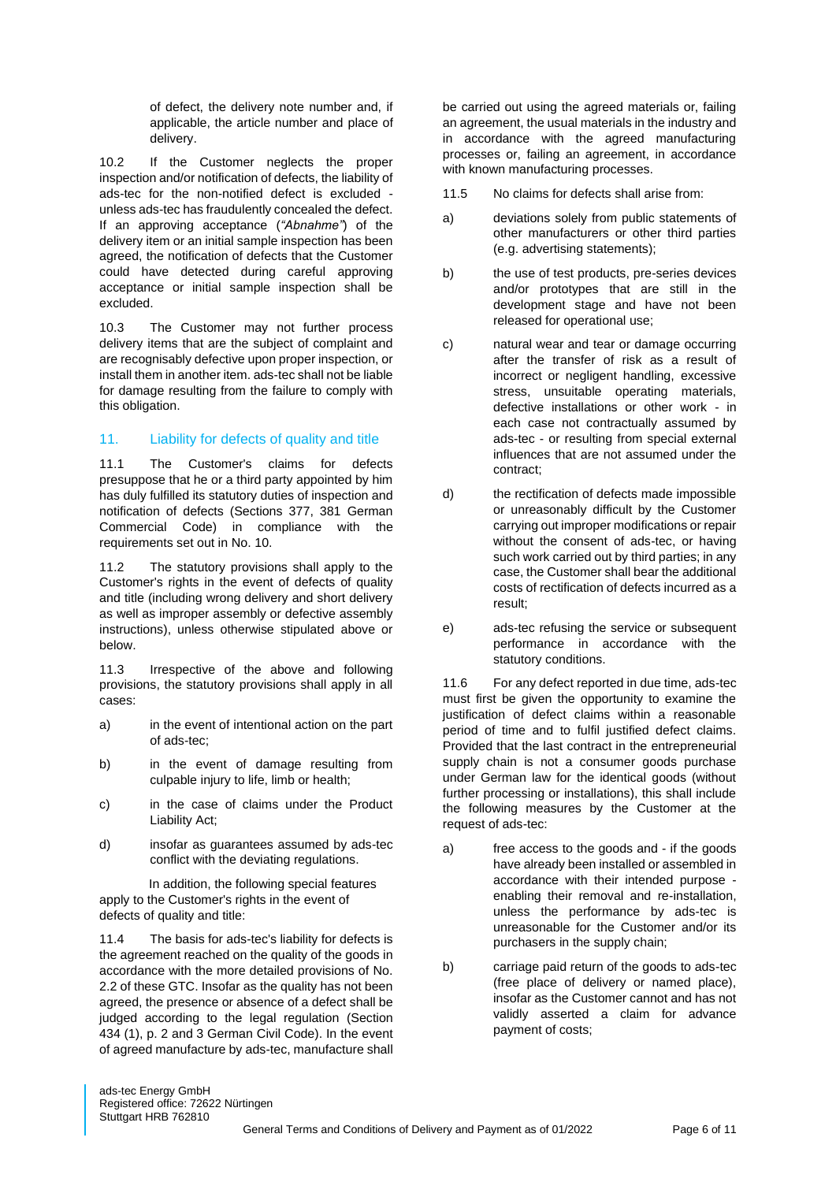of defect, the delivery note number and, if applicable, the article number and place of delivery.

10.2 If the Customer neglects the proper inspection and/or notification of defects, the liability of ads-tec for the non-notified defect is excluded - unless ads-tec has fraudulently concealed the defect. If an approving acceptance (*"Abnahme"*) of the delivery item or an initial sample inspection has been agreed, the notification of defects that the Customer could have detected during careful approving acceptance or initial sample inspection shall be excluded.

10.3 The Customer may not further process delivery items that are the subject of complaint and are recognisably defective upon proper inspection, or install them in another item. ads-tec shall not be liable for damage resulting from the failure to comply with this obligation.

## 11. Liability for defects of quality and title

11.1 The Customer's claims for defects presuppose that he or a third party appointed by him has duly fulfilled its statutory duties of inspection and notification of defects (Sections 377, 381 German Commercial Code) in compliance with the requirements set out in No. 10.

11.2 The statutory provisions shall apply to the Customer's rights in the event of defects of quality and title (including wrong delivery and short delivery as well as improper assembly or defective assembly instructions), unless otherwise stipulated above or below.

11.3 Irrespective of the above and following provisions, the statutory provisions shall apply in all cases:

a) in the event of intentional action on the part of ads-tec;

b) in the event of damage resulting from culpable injury to life, limb or health;

c) in the case of claims under the Product Liability Act;

d) insofar as guarantees assumed by ads-tec conflict with the deviating regulations.

In addition, the following special features apply to the Customer's rights in the event of defects of quality and title:

11.4 The basis for ads-tec's liability for defects is the agreement reached on the quality of the goods in accordance with the more detailed provisions of No. 2.2 of these GTC. Insofar as the quality has not been agreed, the presence or absence of a defect shall be judged according to the legal regulation (Section 434 (1), p. 2 and 3 German Civil Code). In the event of agreed manufacture by ads-tec, manufacture shall be carried out using the agreed materials or, failing an agreement, the usual materials in the industry and in accordance with the agreed manufacturing processes or, failing an agreement, in accordance with known manufacturing processes.

11.5 No claims for defects shall arise from:

a) deviations solely from public statements of other manufacturers or other third parties (e.g. advertising statements);

b) the use of test products, pre-series devices and/or prototypes that are still in the development stage and have not been released for operational use;

c) natural wear and tear or damage occurring after the transfer of risk as a result of incorrect or negligent handling, excessive stress, unsuitable operating materials, defective installations or other work - in each case not contractually assumed by ads-tec - or resulting from special external influences that are not assumed under the contract;

d) the rectification of defects made impossible or unreasonably difficult by the Customer carrying out improper modifications or repair without the consent of ads-tec, or having such work carried out by third parties; in any case, the Customer shall bear the additional costs of rectification of defects incurred as a result;

e) ads-tec refusing the service or subsequent performance in accordance with the statutory conditions.

11.6 For any defect reported in due time, ads-tec must first be given the opportunity to examine the justification of defect claims within a reasonable period of time and to fulfil justified defect claims. Provided that the last contract in the entrepreneurial supply chain is not a consumer goods purchase under German law for the identical goods (without further processing or installations), this shall include the following measures by the Customer at the request of ads-tec:

a) free access to the goods and - if the goods have already been installed or assembled in accordance with their intended purpose - enabling their removal and re-installation, unless the performance by ads-tec is unreasonable for the Customer and/or its purchasers in the supply chain;

b) carriage paid return of the goods to ads-tec (free place of delivery or named place), insofar as the Customer cannot and has not validly asserted a claim for advance payment of costs;

ads-tec Energy GmbH
Registered office: 72622 Nürtingen
Stuttgart HRB 762810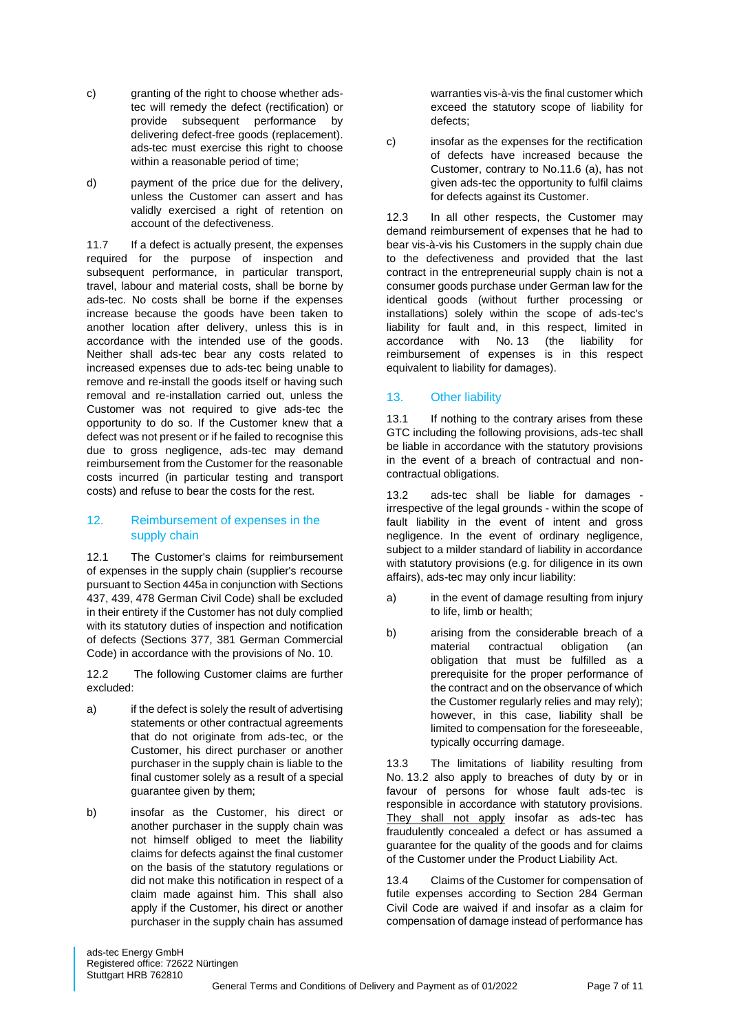c) granting of the right to choose whether ads-tec will remedy the defect (rectification) or provide subsequent performance by delivering defect-free goods (replacement). ads-tec must exercise this right to choose within a reasonable period of time;

d) payment of the price due for the delivery, unless the Customer can assert and has validly exercised a right of retention on account of the defectiveness.

11.7 If a defect is actually present, the expenses required for the purpose of inspection and subsequent performance, in particular transport, travel, labour and material costs, shall be borne by ads-tec. No costs shall be borne if the expenses increase because the goods have been taken to another location after delivery, unless this is in accordance with the intended use of the goods. Neither shall ads-tec bear any costs related to increased expenses due to ads-tec being unable to remove and re-install the goods itself or having such removal and re-installation carried out, unless the Customer was not required to give ads-tec the opportunity to do so. If the Customer knew that a defect was not present or if he failed to recognise this due to gross negligence, ads-tec may demand reimbursement from the Customer for the reasonable costs incurred (in particular testing and transport costs) and refuse to bear the costs for the rest.

## 12. Reimbursement of expenses in the supply chain

12.1 The Customer's claims for reimbursement of expenses in the supply chain (supplier's recourse pursuant to Section 445a in conjunction with Sections 437, 439, 478 German Civil Code) shall be excluded in their entirety if the Customer has not duly complied with its statutory duties of inspection and notification of defects (Sections 377, 381 German Commercial Code) in accordance with the provisions of No. 10.

12.2 The following Customer claims are further excluded:

a) if the defect is solely the result of advertising statements or other contractual agreements that do not originate from ads-tec, or the Customer, his direct purchaser or another purchaser in the supply chain is liable to the final customer solely as a result of a special guarantee given by them;

b) insofar as the Customer, his direct or another purchaser in the supply chain was not himself obliged to meet the liability claims for defects against the final customer on the basis of the statutory regulations or did not make this notification in respect of a claim made against him. This shall also apply if the Customer, his direct or another purchaser in the supply chain has assumed warranties vis-à-vis the final customer which exceed the statutory scope of liability for defects;

c) insofar as the expenses for the rectification of defects have increased because the Customer, contrary to No.11.6 (a), has not given ads-tec the opportunity to fulfil claims for defects against its Customer.

12.3 In all other respects, the Customer may demand reimbursement of expenses that he had to bear vis-à-vis his Customers in the supply chain due to the defectiveness and provided that the last contract in the entrepreneurial supply chain is not a consumer goods purchase under German law for the identical goods (without further processing or installations) solely within the scope of ads-tec's liability for fault and, in this respect, limited in accordance with No. 13 (the liability for reimbursement of expenses is in this respect equivalent to liability for damages).

## 13. Other liability

13.1 If nothing to the contrary arises from these GTC including the following provisions, ads-tec shall be liable in accordance with the statutory provisions in the event of a breach of contractual and non-contractual obligations.

13.2 ads-tec shall be liable for damages - irrespective of the legal grounds - within the scope of fault liability in the event of intent and gross negligence. In the event of ordinary negligence, subject to a milder standard of liability in accordance with statutory provisions (e.g. for diligence in its own affairs), ads-tec may only incur liability:

a) in the event of damage resulting from injury to life, limb or health;

b) arising from the considerable breach of a material contractual obligation (an obligation that must be fulfilled as a prerequisite for the proper performance of the contract and on the observance of which the Customer regularly relies and may rely); however, in this case, liability shall be limited to compensation for the foreseeable, typically occurring damage.

13.3 The limitations of liability resulting from No. 13.2 also apply to breaches of duty by or in favour of persons for whose fault ads-tec is responsible in accordance with statutory provisions. They shall not apply insofar as ads-tec has fraudulently concealed a defect or has assumed a guarantee for the quality of the goods and for claims of the Customer under the Product Liability Act.

13.4 Claims of the Customer for compensation of futile expenses according to Section 284 German Civil Code are waived if and insofar as a claim for compensation of damage instead of performance has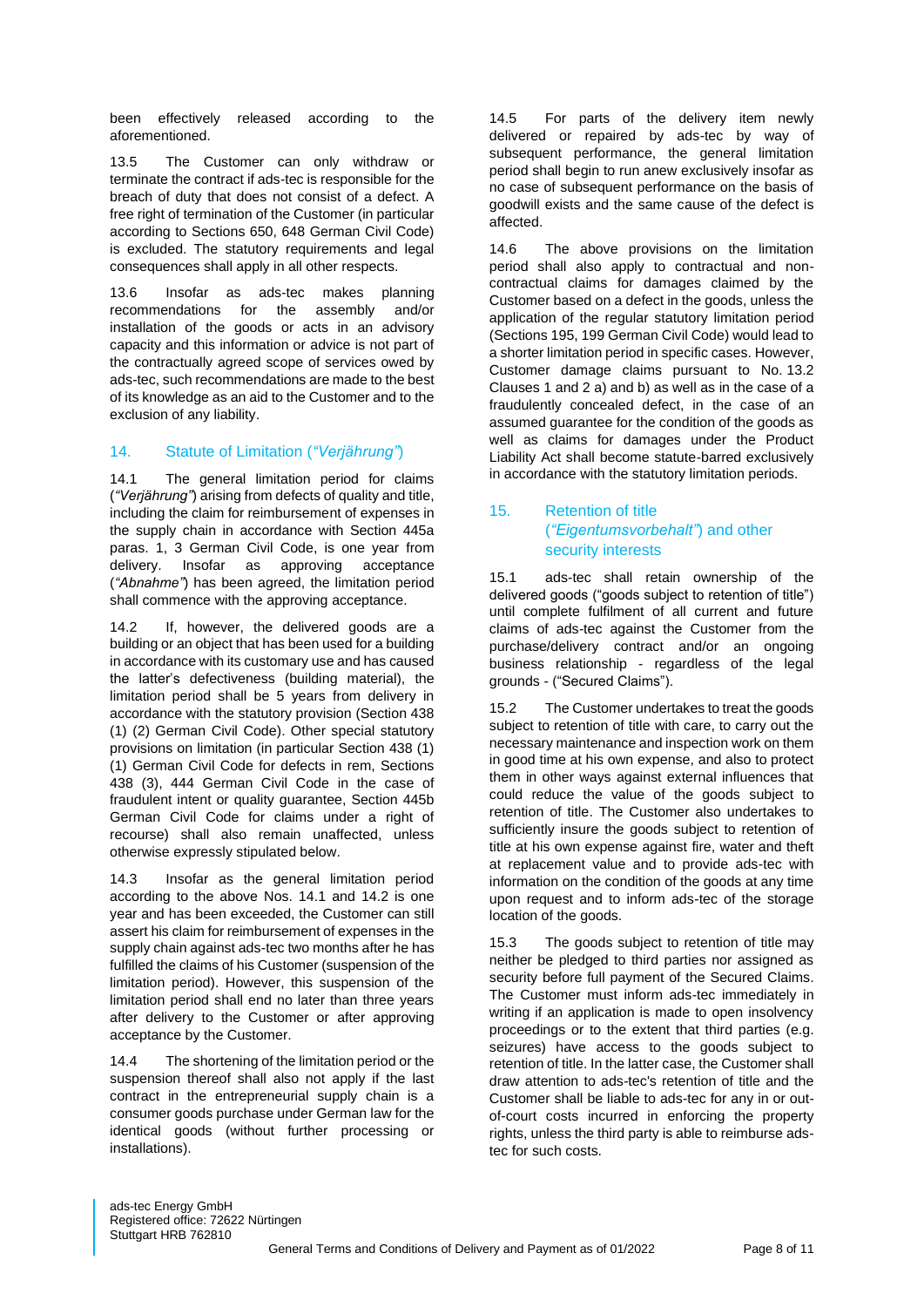been effectively released according to the aforementioned.

13.5 The Customer can only withdraw or terminate the contract if ads-tec is responsible for the breach of duty that does not consist of a defect. A free right of termination of the Customer (in particular according to Sections 650, 648 German Civil Code) is excluded. The statutory requirements and legal consequences shall apply in all other respects.

13.6 Insofar as ads-tec makes planning recommendations for the assembly and/or installation of the goods or acts in an advisory capacity and this information or advice is not part of the contractually agreed scope of services owed by ads-tec, such recommendations are made to the best of its knowledge as an aid to the Customer and to the exclusion of any liability.

## 14. Statute of Limitation (*"Verjährung"*)

14.1 The general limitation period for claims (*"Verjährung"*) arising from defects of quality and title, including the claim for reimbursement of expenses in the supply chain in accordance with Section 445a paras. 1, 3 German Civil Code, is one year from delivery. Insofar as approving acceptance (*"Abnahme"*) has been agreed, the limitation period shall commence with the approving acceptance.

14.2 If, however, the delivered goods are a building or an object that has been used for a building in accordance with its customary use and has caused the latter's defectiveness (building material), the limitation period shall be 5 years from delivery in accordance with the statutory provision (Section 438 (1) (2) German Civil Code). Other special statutory provisions on limitation (in particular Section 438 (1) (1) German Civil Code for defects in rem, Sections 438 (3), 444 German Civil Code in the case of fraudulent intent or quality guarantee, Section 445b German Civil Code for claims under a right of recourse) shall also remain unaffected, unless otherwise expressly stipulated below.

14.3 Insofar as the general limitation period according to the above Nos. 14.1 and 14.2 is one year and has been exceeded, the Customer can still assert his claim for reimbursement of expenses in the supply chain against ads-tec two months after he has fulfilled the claims of his Customer (suspension of the limitation period). However, this suspension of the limitation period shall end no later than three years after delivery to the Customer or after approving acceptance by the Customer.

14.4 The shortening of the limitation period or the suspension thereof shall also not apply if the last contract in the entrepreneurial supply chain is a consumer goods purchase under German law for the identical goods (without further processing or installations).

14.5 For parts of the delivery item newly delivered or repaired by ads-tec by way of subsequent performance, the general limitation period shall begin to run anew exclusively insofar as no case of subsequent performance on the basis of goodwill exists and the same cause of the defect is affected.

14.6 The above provisions on the limitation period shall also apply to contractual and non-contractual claims for damages claimed by the Customer based on a defect in the goods, unless the application of the regular statutory limitation period (Sections 195, 199 German Civil Code) would lead to a shorter limitation period in specific cases. However, Customer damage claims pursuant to No. 13.2 Clauses 1 and 2 a) and b) as well as in the case of a fraudulently concealed defect, in the case of an assumed guarantee for the condition of the goods as well as claims for damages under the Product Liability Act shall become statute-barred exclusively in accordance with the statutory limitation periods.

## 15. Retention of title (*"Eigentumsvorbehalt"*) and other security interests

15.1 ads-tec shall retain ownership of the delivered goods ("goods subject to retention of title") until complete fulfilment of all current and future claims of ads-tec against the Customer from the purchase/delivery contract and/or an ongoing business relationship - regardless of the legal grounds - ("Secured Claims").

15.2 The Customer undertakes to treat the goods subject to retention of title with care, to carry out the necessary maintenance and inspection work on them in good time at his own expense, and also to protect them in other ways against external influences that could reduce the value of the goods subject to retention of title. The Customer also undertakes to sufficiently insure the goods subject to retention of title at his own expense against fire, water and theft at replacement value and to provide ads-tec with information on the condition of the goods at any time upon request and to inform ads-tec of the storage location of the goods.

15.3 The goods subject to retention of title may neither be pledged to third parties nor assigned as security before full payment of the Secured Claims. The Customer must inform ads-tec immediately in writing if an application is made to open insolvency proceedings or to the extent that third parties (e.g. seizures) have access to the goods subject to retention of title. In the latter case, the Customer shall draw attention to ads-tec's retention of title and the Customer shall be liable to ads-tec for any in or out-of-court costs incurred in enforcing the property rights, unless the third party is able to reimburse ads-tec for such costs.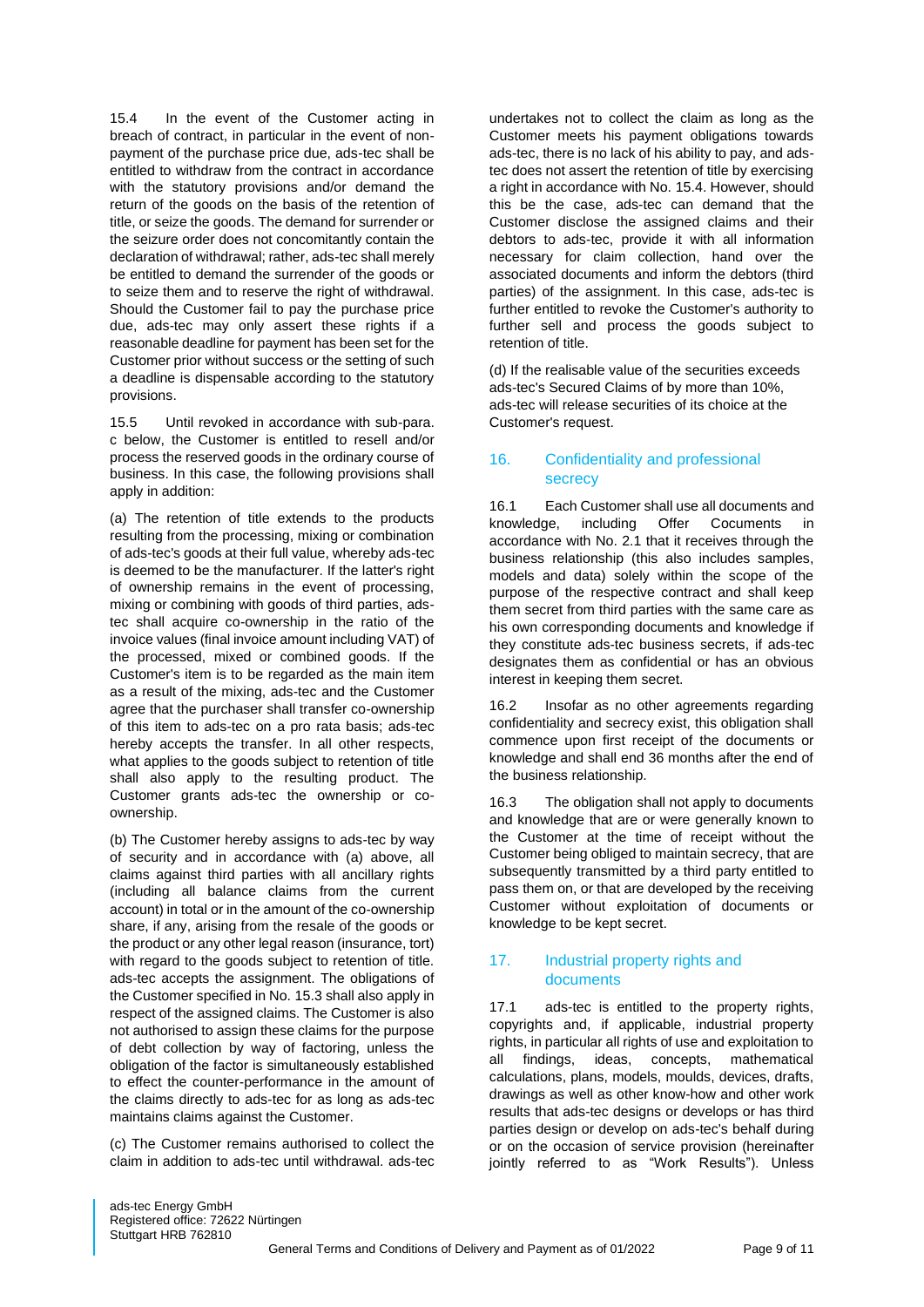15.4 In the event of the Customer acting in breach of contract, in particular in the event of non-payment of the purchase price due, ads-tec shall be entitled to withdraw from the contract in accordance with the statutory provisions and/or demand the return of the goods on the basis of the retention of title, or seize the goods. The demand for surrender or the seizure order does not concomitantly contain the declaration of withdrawal; rather, ads-tec shall merely be entitled to demand the surrender of the goods or to seize them and to reserve the right of withdrawal. Should the Customer fail to pay the purchase price due, ads-tec may only assert these rights if a reasonable deadline for payment has been set for the Customer prior without success or the setting of such a deadline is dispensable according to the statutory provisions.

15.5 Until revoked in accordance with sub-para. c below, the Customer is entitled to resell and/or process the reserved goods in the ordinary course of business. In this case, the following provisions shall apply in addition:

(a) The retention of title extends to the products resulting from the processing, mixing or combination of ads-tec's goods at their full value, whereby ads-tec is deemed to be the manufacturer. If the latter's right of ownership remains in the event of processing, mixing or combining with goods of third parties, ads-tec shall acquire co-ownership in the ratio of the invoice values (final invoice amount including VAT) of the processed, mixed or combined goods. If the Customer's item is to be regarded as the main item as a result of the mixing, ads-tec and the Customer agree that the purchaser shall transfer co-ownership of this item to ads-tec on a pro rata basis; ads-tec hereby accepts the transfer. In all other respects, what applies to the goods subject to retention of title shall also apply to the resulting product. The Customer grants ads-tec the ownership or co-ownership.

(b) The Customer hereby assigns to ads-tec by way of security and in accordance with (a) above, all claims against third parties with all ancillary rights (including all balance claims from the current account) in total or in the amount of the co-ownership share, if any, arising from the resale of the goods or the product or any other legal reason (insurance, tort) with regard to the goods subject to retention of title. ads-tec accepts the assignment. The obligations of the Customer specified in No. 15.3 shall also apply in respect of the assigned claims. The Customer is also not authorised to assign these claims for the purpose of debt collection by way of factoring, unless the obligation of the factor is simultaneously established to effect the counter-performance in the amount of the claims directly to ads-tec for as long as ads-tec maintains claims against the Customer.

(c) The Customer remains authorised to collect the claim in addition to ads-tec until withdrawal. ads-tec undertakes not to collect the claim as long as the Customer meets his payment obligations towards ads-tec, there is no lack of his ability to pay, and ads-tec does not assert the retention of title by exercising a right in accordance with No. 15.4. However, should this be the case, ads-tec can demand that the Customer disclose the assigned claims and their debtors to ads-tec, provide it with all information necessary for claim collection, hand over the associated documents and inform the debtors (third parties) of the assignment. In this case, ads-tec is further entitled to revoke the Customer's authority to further sell and process the goods subject to retention of title.

(d) If the realisable value of the securities exceeds ads-tec's Secured Claims of by more than 10%, ads-tec will release securities of its choice at the Customer's request.

## 16. Confidentiality and professional secrecy

16.1 Each Customer shall use all documents and knowledge, including Offer Cocuments in accordance with No. 2.1 that it receives through the business relationship (this also includes samples, models and data) solely within the scope of the purpose of the respective contract and shall keep them secret from third parties with the same care as his own corresponding documents and knowledge if they constitute ads-tec business secrets, if ads-tec designates them as confidential or has an obvious interest in keeping them secret.

16.2 Insofar as no other agreements regarding confidentiality and secrecy exist, this obligation shall commence upon first receipt of the documents or knowledge and shall end 36 months after the end of the business relationship.

16.3 The obligation shall not apply to documents and knowledge that are or were generally known to the Customer at the time of receipt without the Customer being obliged to maintain secrecy, that are subsequently transmitted by a third party entitled to pass them on, or that are developed by the receiving Customer without exploitation of documents or knowledge to be kept secret.

## 17. Industrial property rights and documents

17.1 ads-tec is entitled to the property rights, copyrights and, if applicable, industrial property rights, in particular all rights of use and exploitation to all findings, ideas, concepts, mathematical calculations, plans, models, moulds, devices, drafts, drawings as well as other know-how and other work results that ads-tec designs or develops or has third parties design or develop on ads-tec's behalf during or on the occasion of service provision (hereinafter jointly referred to as "Work Results"). Unless

ads-tec Energy GmbH
Registered office: 72622 Nürtingen
Stuttgart HRB 762810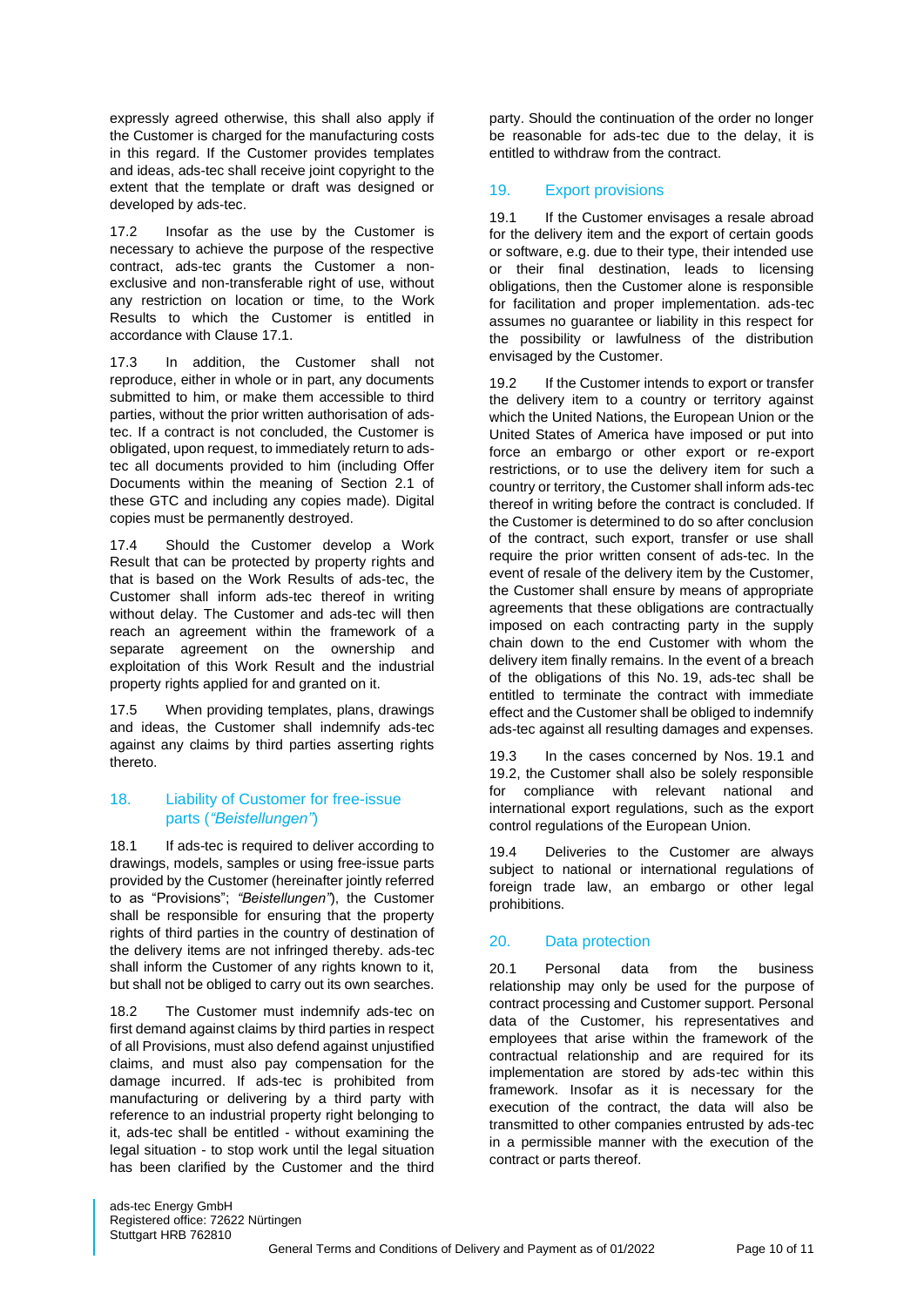expressly agreed otherwise, this shall also apply if the Customer is charged for the manufacturing costs in this regard. If the Customer provides templates and ideas, ads-tec shall receive joint copyright to the extent that the template or draft was designed or developed by ads-tec.

17.2 Insofar as the use by the Customer is necessary to achieve the purpose of the respective contract, ads-tec grants the Customer a non-exclusive and non-transferable right of use, without any restriction on location or time, to the Work Results to which the Customer is entitled in accordance with Clause 17.1.

17.3 In addition, the Customer shall not reproduce, either in whole or in part, any documents submitted to him, or make them accessible to third parties, without the prior written authorisation of ads-tec. If a contract is not concluded, the Customer is obligated, upon request, to immediately return to ads-tec all documents provided to him (including Offer Documents within the meaning of Section 2.1 of these GTC and including any copies made). Digital copies must be permanently destroyed.

17.4 Should the Customer develop a Work Result that can be protected by property rights and that is based on the Work Results of ads-tec, the Customer shall inform ads-tec thereof in writing without delay. The Customer and ads-tec will then reach an agreement within the framework of a separate agreement on the ownership and exploitation of this Work Result and the industrial property rights applied for and granted on it.

17.5 When providing templates, plans, drawings and ideas, the Customer shall indemnify ads-tec against any claims by third parties asserting rights thereto.

## 18. Liability of Customer for free-issue parts (*"Beistellungen"*)

18.1 If ads-tec is required to deliver according to drawings, models, samples or using free-issue parts provided by the Customer (hereinafter jointly referred to as "Provisions"; *"Beistellungen"*), the Customer shall be responsible for ensuring that the property rights of third parties in the country of destination of the delivery items are not infringed thereby. ads-tec shall inform the Customer of any rights known to it, but shall not be obliged to carry out its own searches.

18.2 The Customer must indemnify ads-tec on first demand against claims by third parties in respect of all Provisions, must also defend against unjustified claims, and must also pay compensation for the damage incurred. If ads-tec is prohibited from manufacturing or delivering by a third party with reference to an industrial property right belonging to it, ads-tec shall be entitled - without examining the legal situation - to stop work until the legal situation has been clarified by the Customer and the third party. Should the continuation of the order no longer be reasonable for ads-tec due to the delay, it is entitled to withdraw from the contract.

## 19. Export provisions

19.1 If the Customer envisages a resale abroad for the delivery item and the export of certain goods or software, e.g. due to their type, their intended use or their final destination, leads to licensing obligations, then the Customer alone is responsible for facilitation and proper implementation. ads-tec assumes no guarantee or liability in this respect for the possibility or lawfulness of the distribution envisaged by the Customer.

19.2 If the Customer intends to export or transfer the delivery item to a country or territory against which the United Nations, the European Union or the United States of America have imposed or put into force an embargo or other export or re-export restrictions, or to use the delivery item for such a country or territory, the Customer shall inform ads-tec thereof in writing before the contract is concluded. If the Customer is determined to do so after conclusion of the contract, such export, transfer or use shall require the prior written consent of ads-tec. In the event of resale of the delivery item by the Customer, the Customer shall ensure by means of appropriate agreements that these obligations are contractually imposed on each contracting party in the supply chain down to the end Customer with whom the delivery item finally remains. In the event of a breach of the obligations of this No. 19, ads-tec shall be entitled to terminate the contract with immediate effect and the Customer shall be obliged to indemnify ads-tec against all resulting damages and expenses.

19.3 In the cases concerned by Nos. 19.1 and 19.2, the Customer shall also be solely responsible for compliance with relevant national and international export regulations, such as the export control regulations of the European Union.

19.4 Deliveries to the Customer are always subject to national or international regulations of foreign trade law, an embargo or other legal prohibitions.

## 20. Data protection

20.1 Personal data from the business relationship may only be used for the purpose of contract processing and Customer support. Personal data of the Customer, his representatives and employees that arise within the framework of the contractual relationship and are required for its implementation are stored by ads-tec within this framework. Insofar as it is necessary for the execution of the contract, the data will also be transmitted to other companies entrusted by ads-tec in a permissible manner with the execution of the contract or parts thereof.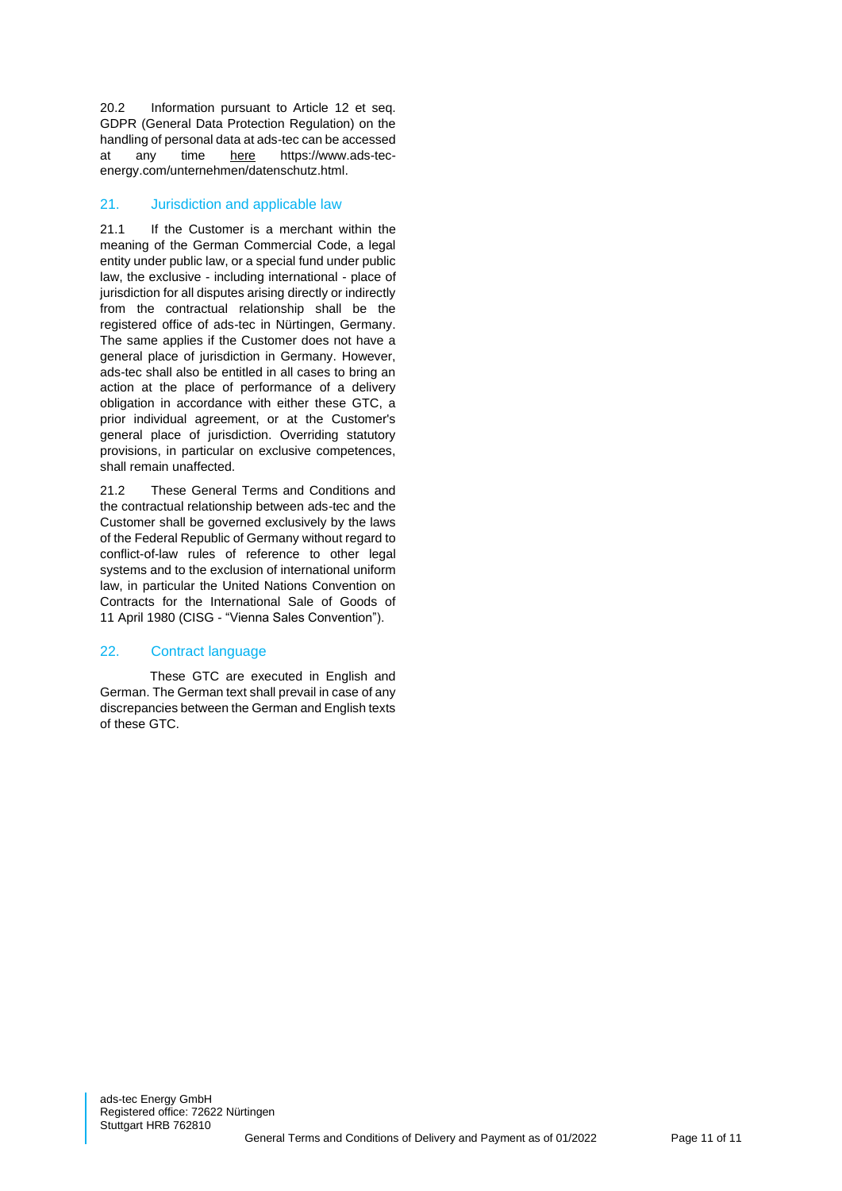20.2 Information pursuant to Article 12 et seq. GDPR (General Data Protection Regulation) on the handling of personal data at ads-tec can be accessed at any time here https://www.ads-tec-energy.com/unternehmen/datenschutz.html.

## 21. Jurisdiction and applicable law

21.1 If the Customer is a merchant within the meaning of the German Commercial Code, a legal entity under public law, or a special fund under public law, the exclusive - including international - place of jurisdiction for all disputes arising directly or indirectly from the contractual relationship shall be the registered office of ads-tec in Nürtingen, Germany. The same applies if the Customer does not have a general place of jurisdiction in Germany. However, ads-tec shall also be entitled in all cases to bring an action at the place of performance of a delivery obligation in accordance with either these GTC, a prior individual agreement, or at the Customer's general place of jurisdiction. Overriding statutory provisions, in particular on exclusive competences, shall remain unaffected.

21.2 These General Terms and Conditions and the contractual relationship between ads-tec and the Customer shall be governed exclusively by the laws of the Federal Republic of Germany without regard to conflict-of-law rules of reference to other legal systems and to the exclusion of international uniform law, in particular the United Nations Convention on Contracts for the International Sale of Goods of 11 April 1980 (CISG - "Vienna Sales Convention").

## 22. Contract language

These GTC are executed in English and German. The German text shall prevail in case of any discrepancies between the German and English texts of these GTC.

ads-tec Energy GmbH
Registered office: 72622 Nürtingen
Stuttgart HRB 762810